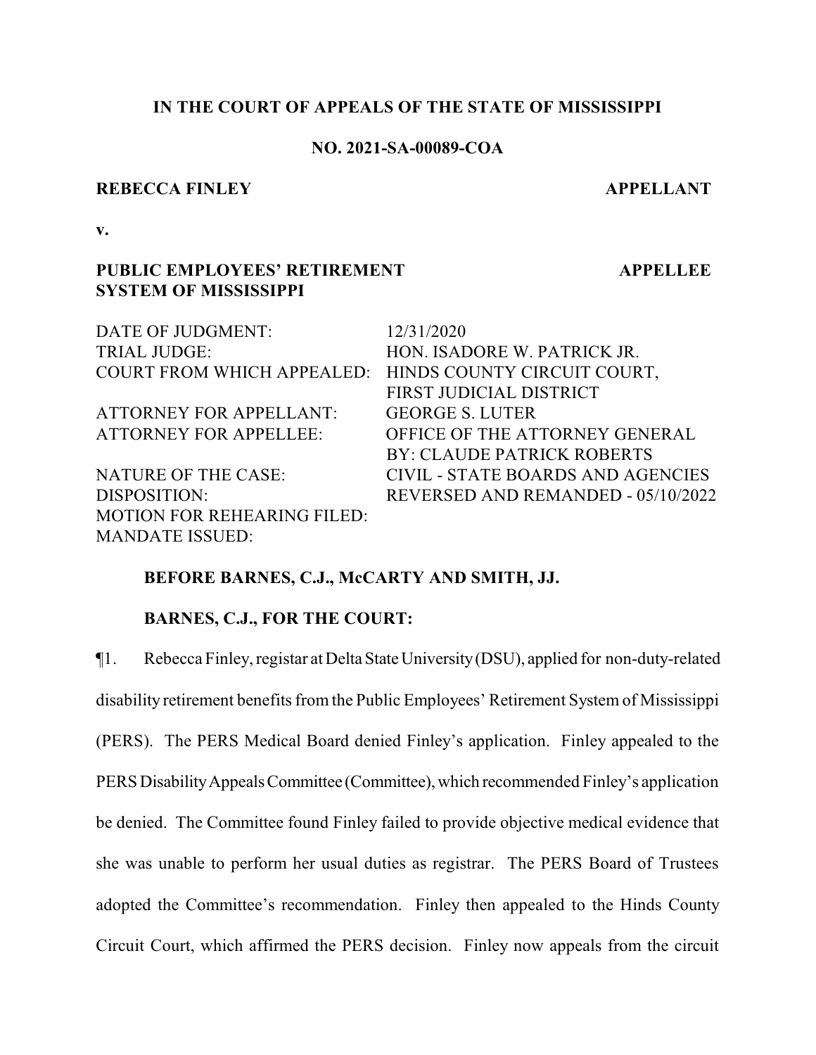**IN THE COURT OF APPEALS OF THE STATE OF MISSISSIPPI**

**NO. 2021-SA-00089-COA**

**REBECCA FINLEY** **APPELLANT**

**v.**

**PUBLIC EMPLOYEES' RETIREMENT SYSTEM OF MISSISSIPPI** **APPELLEE**

| | |
|---|---|
| DATE OF JUDGMENT: | 12/31/2020 |
| TRIAL JUDGE: | HON. ISADORE W. PATRICK JR. |
| COURT FROM WHICH APPEALED: | HINDS COUNTY CIRCUIT COURT, FIRST JUDICIAL DISTRICT |
| ATTORNEY FOR APPELLANT: | GEORGE S. LUTER |
| ATTORNEY FOR APPELLEE: | OFFICE OF THE ATTORNEY GENERAL BY: CLAUDE PATRICK ROBERTS |
| NATURE OF THE CASE: | CIVIL - STATE BOARDS AND AGENCIES |
| DISPOSITION: | REVERSED AND REMANDED - 05/10/2022 |
| MOTION FOR REHEARING FILED: | |
| MANDATE ISSUED: | |

**BEFORE BARNES, C.J., McCARTY AND SMITH, JJ.**

**BARNES, C.J., FOR THE COURT:**

¶1. Rebecca Finley, registar at Delta State University (DSU), applied for non-duty-related disability retirement benefits from the Public Employees' Retirement System of Mississippi (PERS). The PERS Medical Board denied Finley's application. Finley appealed to the PERS Disability Appeals Committee (Committee), which recommended Finley's application be denied. The Committee found Finley failed to provide objective medical evidence that she was unable to perform her usual duties as registrar. The PERS Board of Trustees adopted the Committee's recommendation. Finley then appealed to the Hinds County Circuit Court, which affirmed the PERS decision. Finley now appeals from the circuit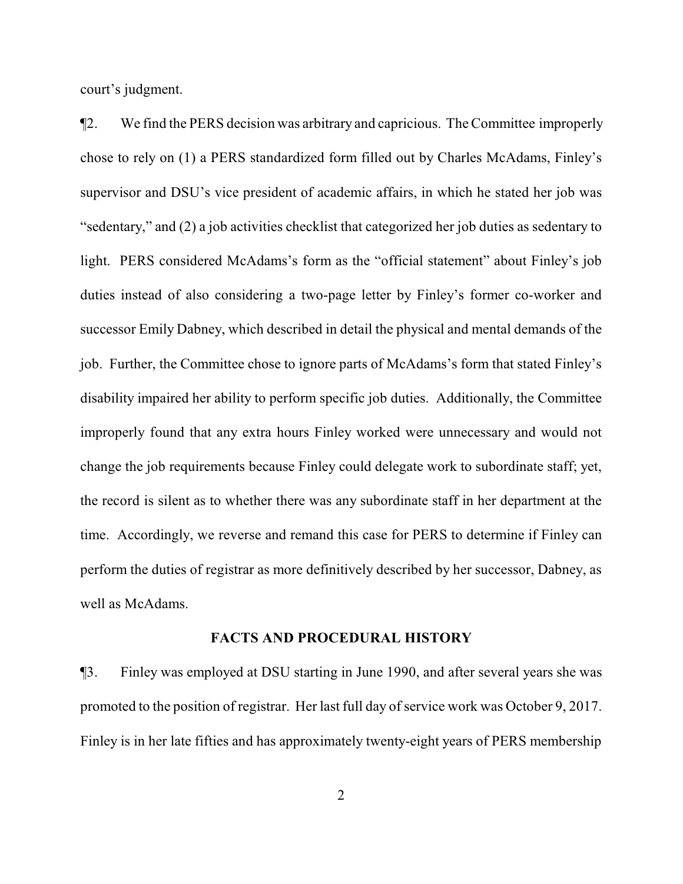court's judgment.

¶2. We find the PERS decision was arbitrary and capricious. The Committee improperly chose to rely on (1) a PERS standardized form filled out by Charles McAdams, Finley's supervisor and DSU's vice president of academic affairs, in which he stated her job was "sedentary," and (2) a job activities checklist that categorized her job duties as sedentary to light. PERS considered McAdams's form as the "official statement" about Finley's job duties instead of also considering a two-page letter by Finley's former co-worker and successor Emily Dabney, which described in detail the physical and mental demands of the job. Further, the Committee chose to ignore parts of McAdams's form that stated Finley's disability impaired her ability to perform specific job duties. Additionally, the Committee improperly found that any extra hours Finley worked were unnecessary and would not change the job requirements because Finley could delegate work to subordinate staff; yet, the record is silent as to whether there was any subordinate staff in her department at the time. Accordingly, we reverse and remand this case for PERS to determine if Finley can perform the duties of registrar as more definitively described by her successor, Dabney, as well as McAdams.

## FACTS AND PROCEDURAL HISTORY

¶3. Finley was employed at DSU starting in June 1990, and after several years she was promoted to the position of registrar. Her last full day of service work was October 9, 2017. Finley is in her late fifties and has approximately twenty-eight years of PERS membership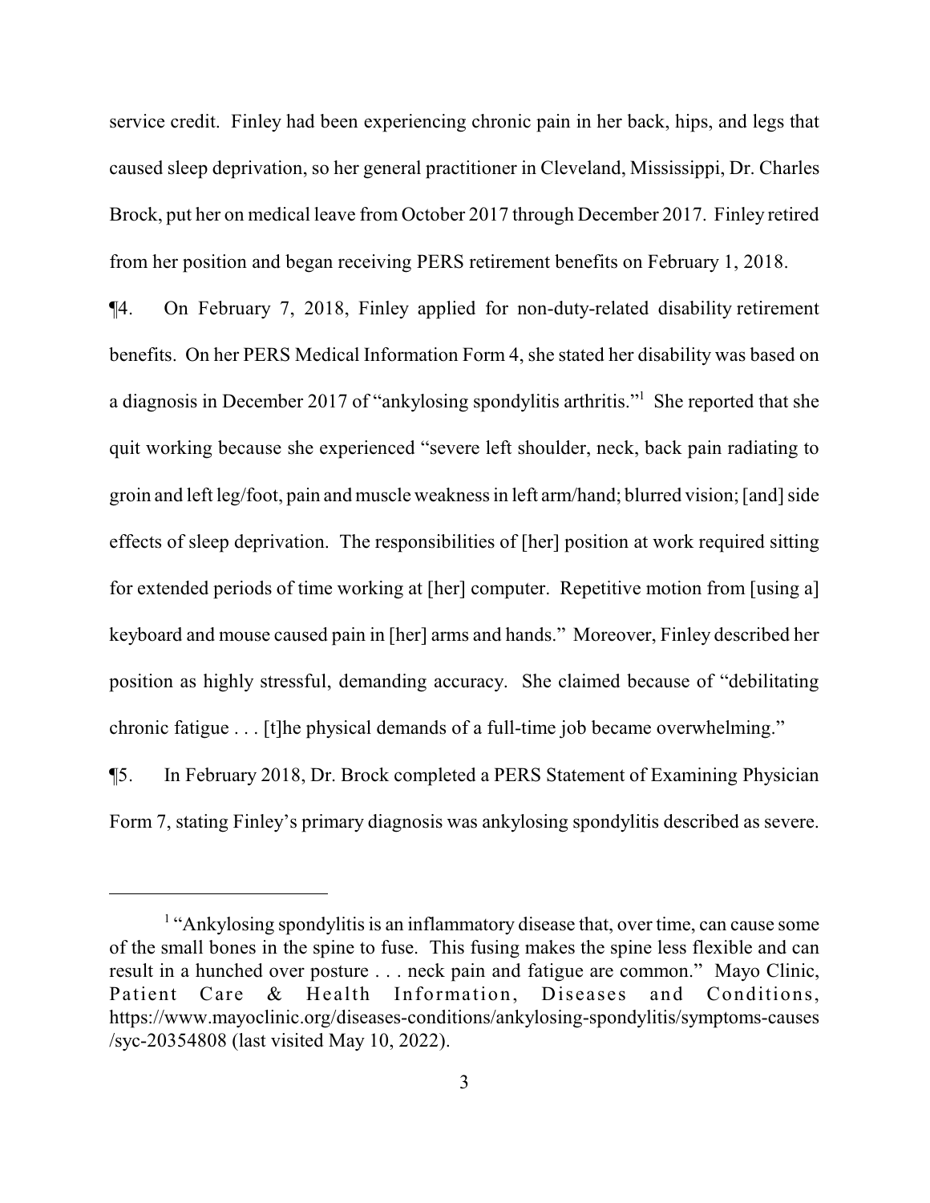service credit. Finley had been experiencing chronic pain in her back, hips, and legs that caused sleep deprivation, so her general practitioner in Cleveland, Mississippi, Dr. Charles Brock, put her on medical leave from October 2017 through December 2017. Finley retired from her position and began receiving PERS retirement benefits on February 1, 2018.

¶4. On February 7, 2018, Finley applied for non-duty-related disability retirement benefits. On her PERS Medical Information Form 4, she stated her disability was based on a diagnosis in December 2017 of "ankylosing spondylitis arthritis."[1] She reported that she quit working because she experienced "severe left shoulder, neck, back pain radiating to groin and left leg/foot, pain and muscle weakness in left arm/hand; blurred vision; [and] side effects of sleep deprivation. The responsibilities of [her] position at work required sitting for extended periods of time working at [her] computer. Repetitive motion from [using a] keyboard and mouse caused pain in [her] arms and hands." Moreover, Finley described her position as highly stressful, demanding accuracy. She claimed because of "debilitating chronic fatigue . . . [t]he physical demands of a full-time job became overwhelming."

¶5. In February 2018, Dr. Brock completed a PERS Statement of Examining Physician Form 7, stating Finley's primary diagnosis was ankylosing spondylitis described as severe.

---

[1] "Ankylosing spondylitis is an inflammatory disease that, over time, can cause some of the small bones in the spine to fuse. This fusing makes the spine less flexible and can result in a hunched over posture . . . neck pain and fatigue are common." Mayo Clinic, Patient Care & Health Information, Diseases and Conditions, https://www.mayoclinic.org/diseases-conditions/ankylosing-spondylitis/symptoms-causes/syc-20354808 (last visited May 10, 2022).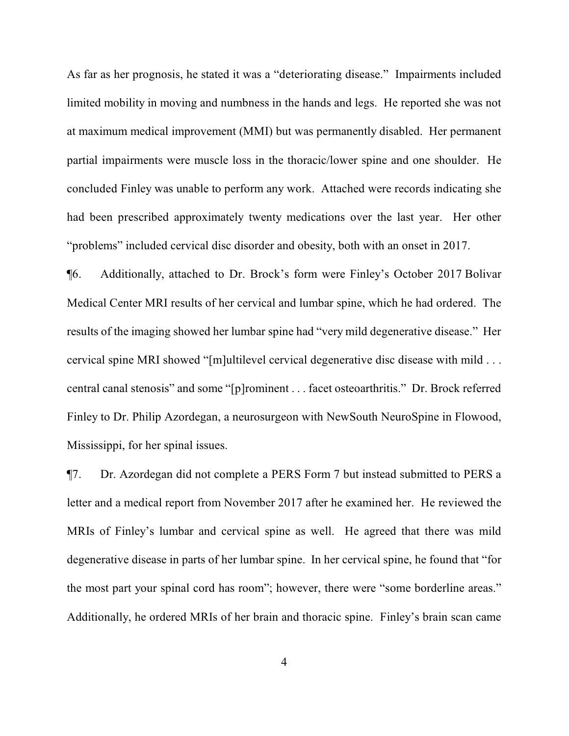As far as her prognosis, he stated it was a "deteriorating disease." Impairments included limited mobility in moving and numbness in the hands and legs. He reported she was not at maximum medical improvement (MMI) but was permanently disabled. Her permanent partial impairments were muscle loss in the thoracic/lower spine and one shoulder. He concluded Finley was unable to perform any work. Attached were records indicating she had been prescribed approximately twenty medications over the last year. Her other "problems" included cervical disc disorder and obesity, both with an onset in 2017.

¶6. Additionally, attached to Dr. Brock's form were Finley's October 2017 Bolivar Medical Center MRI results of her cervical and lumbar spine, which he had ordered. The results of the imaging showed her lumbar spine had "very mild degenerative disease." Her cervical spine MRI showed "[m]ultilevel cervical degenerative disc disease with mild . . . central canal stenosis" and some "[p]rominent . . . facet osteoarthritis." Dr. Brock referred Finley to Dr. Philip Azordegan, a neurosurgeon with NewSouth NeuroSpine in Flowood, Mississippi, for her spinal issues.

¶7. Dr. Azordegan did not complete a PERS Form 7 but instead submitted to PERS a letter and a medical report from November 2017 after he examined her. He reviewed the MRIs of Finley's lumbar and cervical spine as well. He agreed that there was mild degenerative disease in parts of her lumbar spine. In her cervical spine, he found that "for the most part your spinal cord has room"; however, there were "some borderline areas." Additionally, he ordered MRIs of her brain and thoracic spine. Finley's brain scan came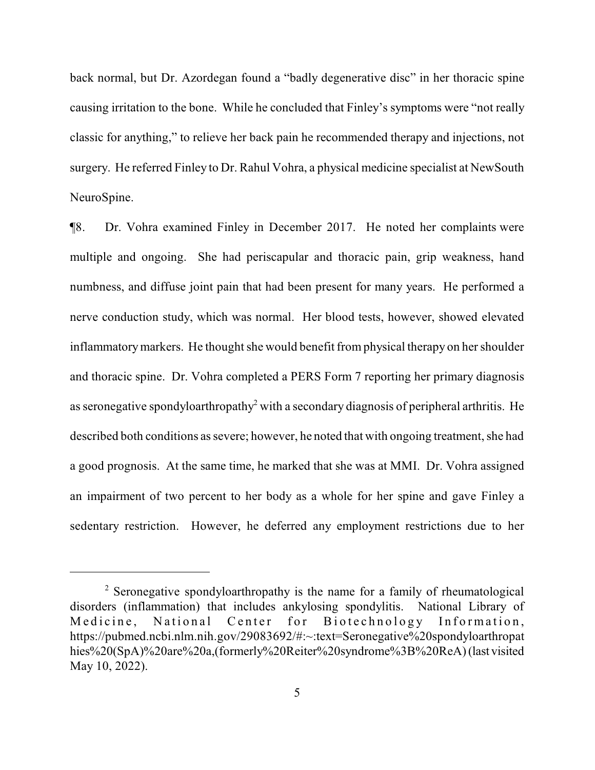back normal, but Dr. Azordegan found a "badly degenerative disc" in her thoracic spine causing irritation to the bone. While he concluded that Finley's symptoms were "not really classic for anything," to relieve her back pain he recommended therapy and injections, not surgery. He referred Finley to Dr. Rahul Vohra, a physical medicine specialist at NewSouth NeuroSpine.

¶8. Dr. Vohra examined Finley in December 2017. He noted her complaints were multiple and ongoing. She had periscapular and thoracic pain, grip weakness, hand numbness, and diffuse joint pain that had been present for many years. He performed a nerve conduction study, which was normal. Her blood tests, however, showed elevated inflammatory markers. He thought she would benefit from physical therapy on her shoulder and thoracic spine. Dr. Vohra completed a PERS Form 7 reporting her primary diagnosis as seronegative spondyloarthropathy[2] with a secondary diagnosis of peripheral arthritis. He described both conditions as severe; however, he noted that with ongoing treatment, she had a good prognosis. At the same time, he marked that she was at MMI. Dr. Vohra assigned an impairment of two percent to her body as a whole for her spine and gave Finley a sedentary restriction. However, he deferred any employment restrictions due to her

---

[2] Seronegative spondyloarthropathy is the name for a family of rheumatological disorders (inflammation) that includes ankylosing spondylitis. National Library of Medicine, National Center for Biotechnology Information, https://pubmed.ncbi.nlm.nih.gov/29083692/#:~:text=Seronegative%20spondyloarthropathies%20(SpA)%20are%20a,(formerly%20Reiter%20syndrome%3B%20ReA) (last visited May 10, 2022).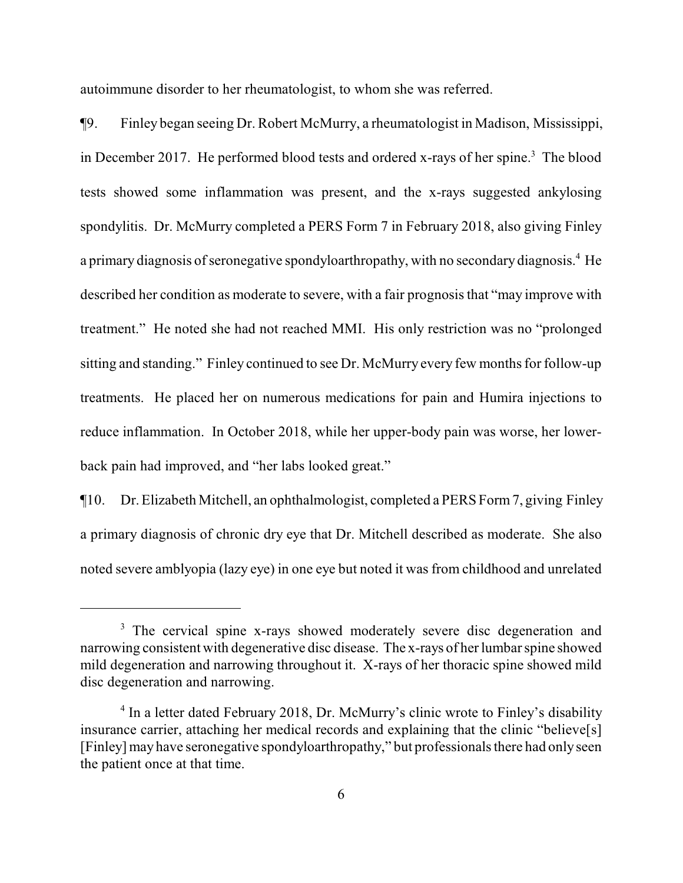autoimmune disorder to her rheumatologist, to whom she was referred.

¶9. Finley began seeing Dr. Robert McMurry, a rheumatologist in Madison, Mississippi, in December 2017. He performed blood tests and ordered x-rays of her spine.[3] The blood tests showed some inflammation was present, and the x-rays suggested ankylosing spondylitis. Dr. McMurry completed a PERS Form 7 in February 2018, also giving Finley a primary diagnosis of seronegative spondyloarthropathy, with no secondary diagnosis.[4] He described her condition as moderate to severe, with a fair prognosis that "may improve with treatment." He noted she had not reached MMI. His only restriction was no "prolonged sitting and standing." Finley continued to see Dr. McMurry every few months for follow-up treatments. He placed her on numerous medications for pain and Humira injections to reduce inflammation. In October 2018, while her upper-body pain was worse, her lower-back pain had improved, and "her labs looked great."

¶10. Dr. Elizabeth Mitchell, an ophthalmologist, completed a PERS Form 7, giving Finley a primary diagnosis of chronic dry eye that Dr. Mitchell described as moderate. She also noted severe amblyopia (lazy eye) in one eye but noted it was from childhood and unrelated

---

[3] The cervical spine x-rays showed moderately severe disc degeneration and narrowing consistent with degenerative disc disease. The x-rays of her lumbar spine showed mild degeneration and narrowing throughout it. X-rays of her thoracic spine showed mild disc degeneration and narrowing.

[4] In a letter dated February 2018, Dr. McMurry's clinic wrote to Finley's disability insurance carrier, attaching her medical records and explaining that the clinic "believe[s] [Finley] may have seronegative spondyloarthropathy," but professionals there had only seen the patient once at that time.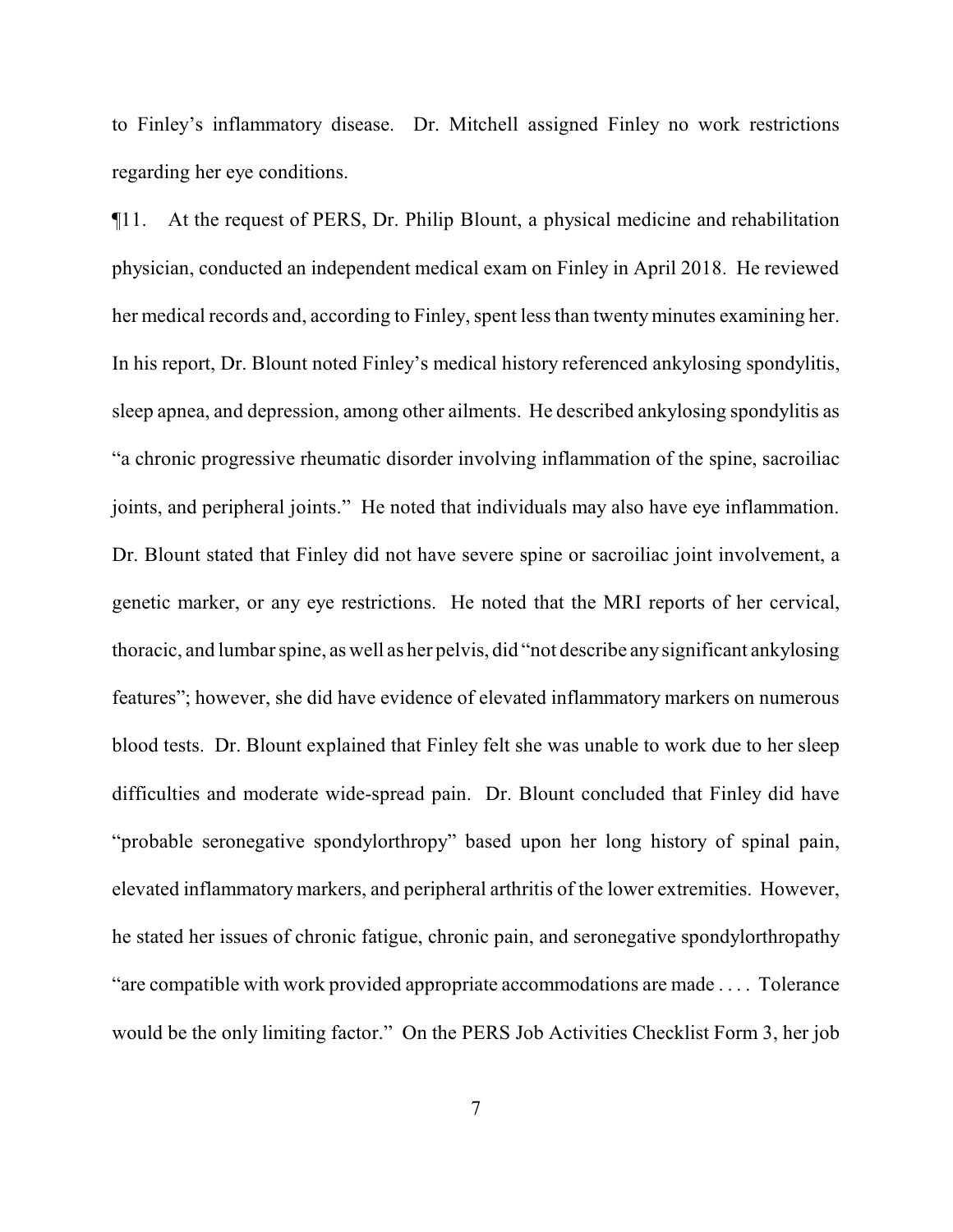to Finley's inflammatory disease. Dr. Mitchell assigned Finley no work restrictions regarding her eye conditions.

¶11. At the request of PERS, Dr. Philip Blount, a physical medicine and rehabilitation physician, conducted an independent medical exam on Finley in April 2018. He reviewed her medical records and, according to Finley, spent less than twenty minutes examining her. In his report, Dr. Blount noted Finley's medical history referenced ankylosing spondylitis, sleep apnea, and depression, among other ailments. He described ankylosing spondylitis as "a chronic progressive rheumatic disorder involving inflammation of the spine, sacroiliac joints, and peripheral joints." He noted that individuals may also have eye inflammation. Dr. Blount stated that Finley did not have severe spine or sacroiliac joint involvement, a genetic marker, or any eye restrictions. He noted that the MRI reports of her cervical, thoracic, and lumbar spine, as well as her pelvis, did "not describe any significant ankylosing features"; however, she did have evidence of elevated inflammatory markers on numerous blood tests. Dr. Blount explained that Finley felt she was unable to work due to her sleep difficulties and moderate wide-spread pain. Dr. Blount concluded that Finley did have "probable seronegative spondylorthropy" based upon her long history of spinal pain, elevated inflammatory markers, and peripheral arthritis of the lower extremities. However, he stated her issues of chronic fatigue, chronic pain, and seronegative spondylorthropathy "are compatible with work provided appropriate accommodations are made . . . . Tolerance would be the only limiting factor." On the PERS Job Activities Checklist Form 3, her job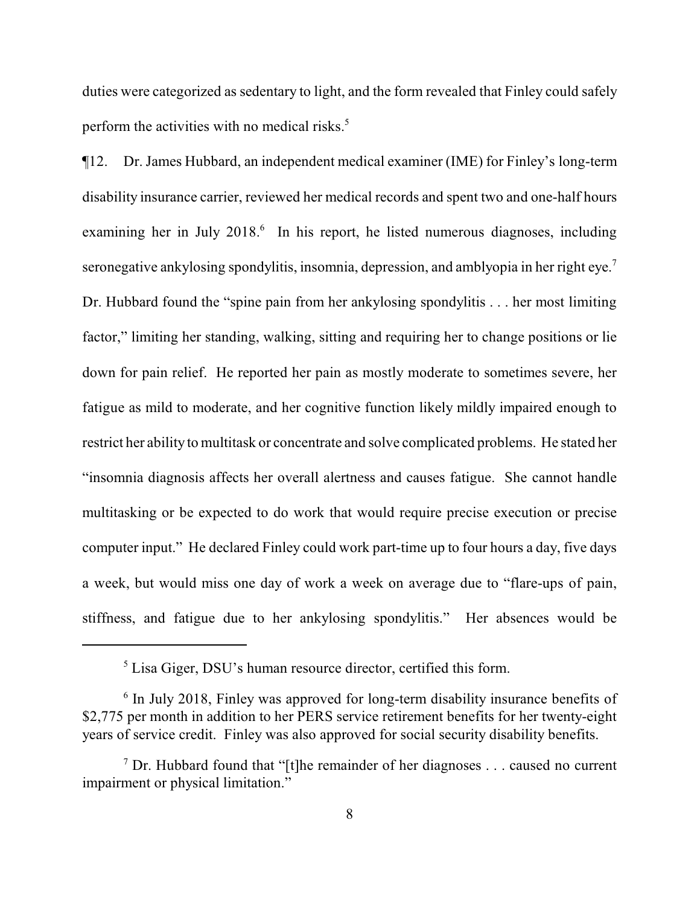duties were categorized as sedentary to light, and the form revealed that Finley could safely perform the activities with no medical risks.[5]

¶12. Dr. James Hubbard, an independent medical examiner (IME) for Finley's long-term disability insurance carrier, reviewed her medical records and spent two and one-half hours examining her in July 2018.[6] In his report, he listed numerous diagnoses, including seronegative ankylosing spondylitis, insomnia, depression, and amblyopia in her right eye.[7] Dr. Hubbard found the "spine pain from her ankylosing spondylitis . . . her most limiting factor," limiting her standing, walking, sitting and requiring her to change positions or lie down for pain relief. He reported her pain as mostly moderate to sometimes severe, her fatigue as mild to moderate, and her cognitive function likely mildly impaired enough to restrict her ability to multitask or concentrate and solve complicated problems. He stated her "insomnia diagnosis affects her overall alertness and causes fatigue. She cannot handle multitasking or be expected to do work that would require precise execution or precise computer input." He declared Finley could work part-time up to four hours a day, five days a week, but would miss one day of work a week on average due to "flare-ups of pain, stiffness, and fatigue due to her ankylosing spondylitis." Her absences would be

---

[5] Lisa Giger, DSU's human resource director, certified this form.

[6] In July 2018, Finley was approved for long-term disability insurance benefits of $2,775 per month in addition to her PERS service retirement benefits for her twenty-eight years of service credit. Finley was also approved for social security disability benefits.

[7] Dr. Hubbard found that "[t]he remainder of her diagnoses . . . caused no current impairment or physical limitation."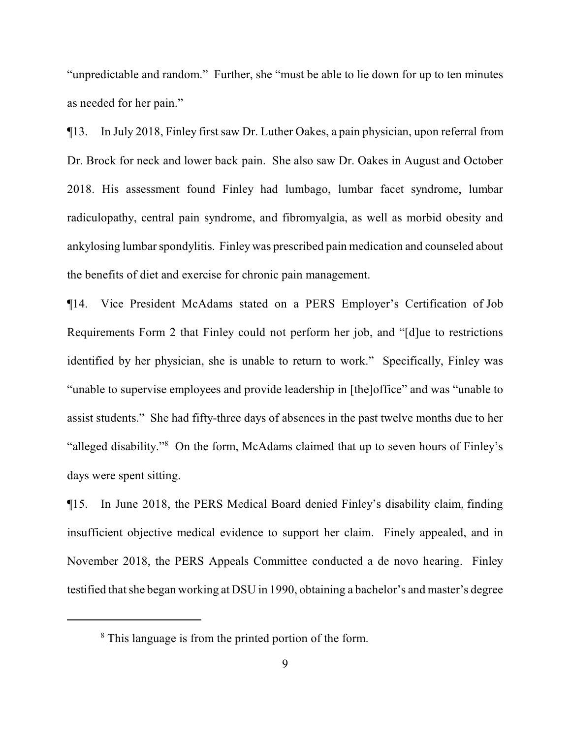"unpredictable and random." Further, she "must be able to lie down for up to ten minutes as needed for her pain."

¶13. In July 2018, Finley first saw Dr. Luther Oakes, a pain physician, upon referral from Dr. Brock for neck and lower back pain. She also saw Dr. Oakes in August and October 2018. His assessment found Finley had lumbago, lumbar facet syndrome, lumbar radiculopathy, central pain syndrome, and fibromyalgia, as well as morbid obesity and ankylosing lumbar spondylitis. Finley was prescribed pain medication and counseled about the benefits of diet and exercise for chronic pain management.

¶14. Vice President McAdams stated on a PERS Employer's Certification of Job Requirements Form 2 that Finley could not perform her job, and "[d]ue to restrictions identified by her physician, she is unable to return to work." Specifically, Finley was "unable to supervise employees and provide leadership in [the]office" and was "unable to assist students." She had fifty-three days of absences in the past twelve months due to her "alleged disability."[8] On the form, McAdams claimed that up to seven hours of Finley's days were spent sitting.

¶15. In June 2018, the PERS Medical Board denied Finley's disability claim, finding insufficient objective medical evidence to support her claim. Finely appealed, and in November 2018, the PERS Appeals Committee conducted a de novo hearing. Finley testified that she began working at DSU in 1990, obtaining a bachelor's and master's degree

[8] This language is from the printed portion of the form.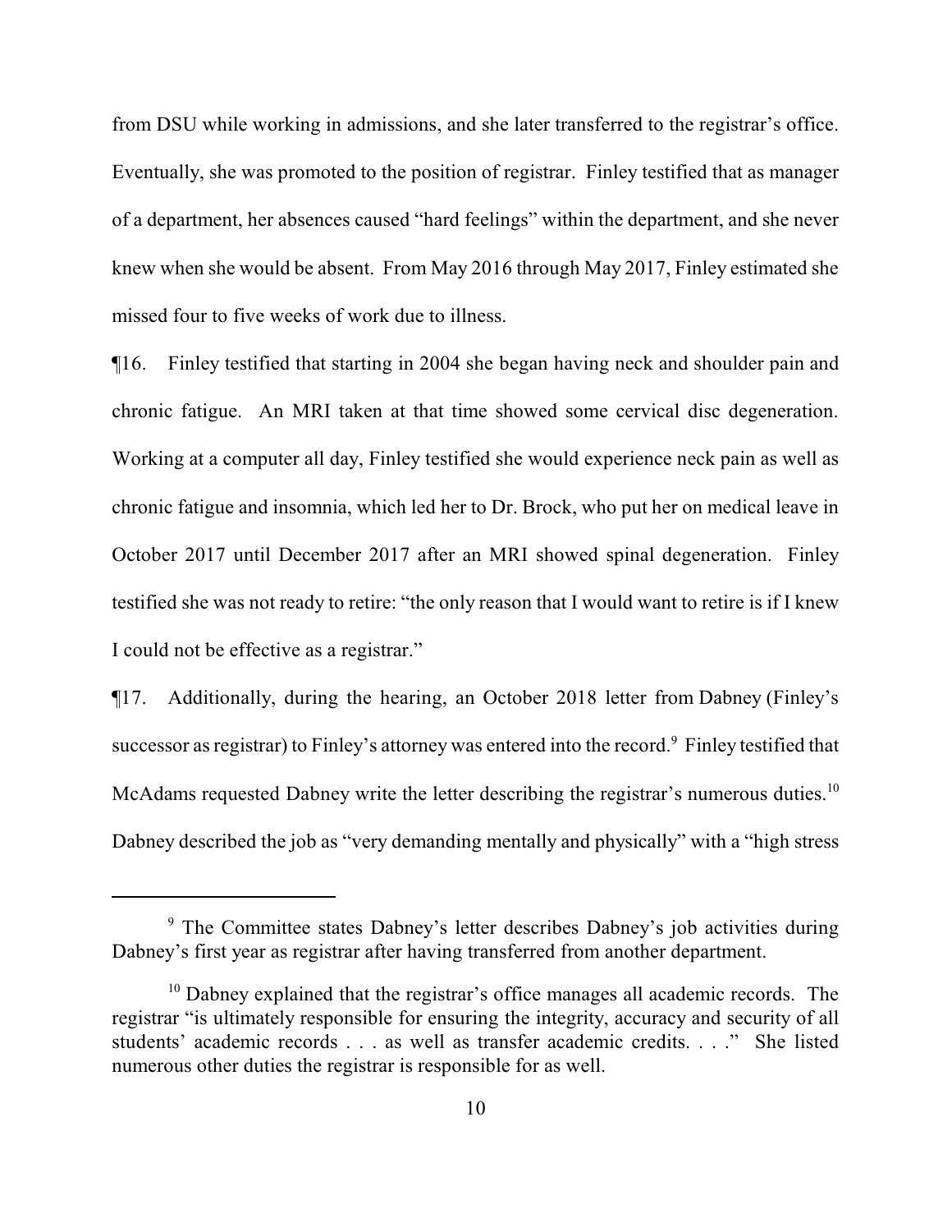from DSU while working in admissions, and she later transferred to the registrar's office. Eventually, she was promoted to the position of registrar. Finley testified that as manager of a department, her absences caused "hard feelings" within the department, and she never knew when she would be absent. From May 2016 through May 2017, Finley estimated she missed four to five weeks of work due to illness.

¶16. Finley testified that starting in 2004 she began having neck and shoulder pain and chronic fatigue. An MRI taken at that time showed some cervical disc degeneration. Working at a computer all day, Finley testified she would experience neck pain as well as chronic fatigue and insomnia, which led her to Dr. Brock, who put her on medical leave in October 2017 until December 2017 after an MRI showed spinal degeneration. Finley testified she was not ready to retire: "the only reason that I would want to retire is if I knew I could not be effective as a registrar."

¶17. Additionally, during the hearing, an October 2018 letter from Dabney (Finley's successor as registrar) to Finley's attorney was entered into the record.[9] Finley testified that McAdams requested Dabney write the letter describing the registrar's numerous duties.[10] Dabney described the job as "very demanding mentally and physically" with a "high stress

---

[9] The Committee states Dabney's letter describes Dabney's job activities during Dabney's first year as registrar after having transferred from another department.

[10] Dabney explained that the registrar's office manages all academic records. The registrar "is ultimately responsible for ensuring the integrity, accuracy and security of all students' academic records . . . as well as transfer academic credits. . . ." She listed numerous other duties the registrar is responsible for as well.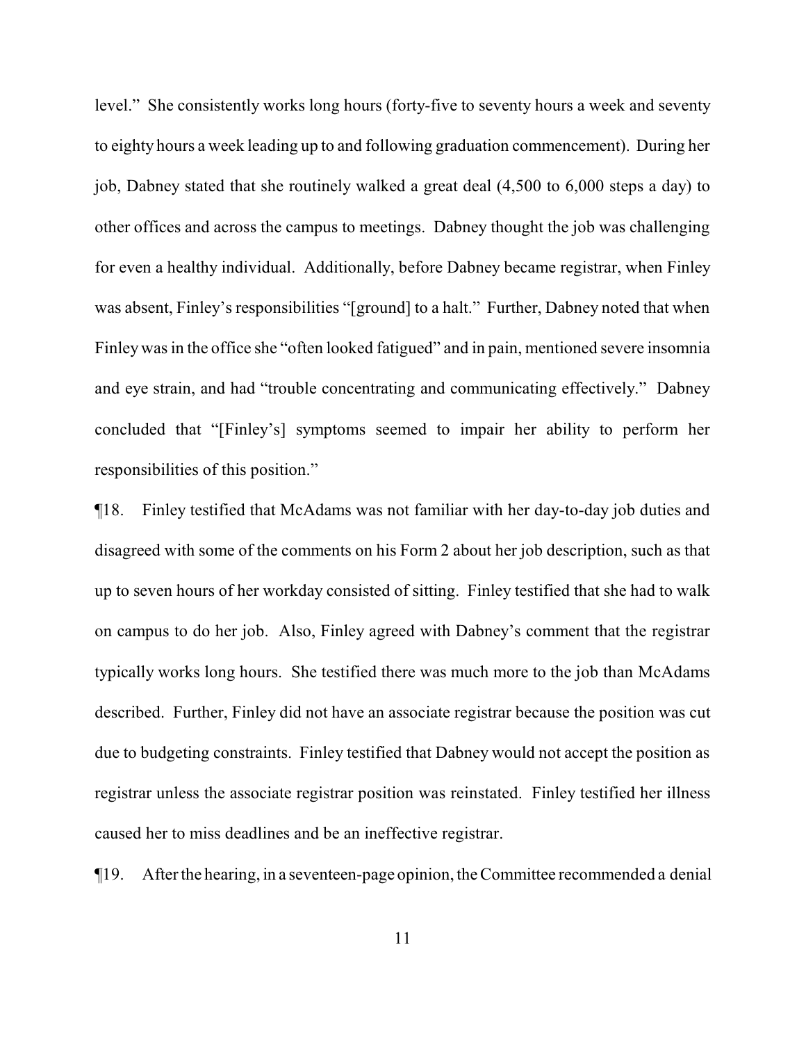level." She consistently works long hours (forty-five to seventy hours a week and seventy to eighty hours a week leading up to and following graduation commencement). During her job, Dabney stated that she routinely walked a great deal (4,500 to 6,000 steps a day) to other offices and across the campus to meetings. Dabney thought the job was challenging for even a healthy individual. Additionally, before Dabney became registrar, when Finley was absent, Finley's responsibilities "[ground] to a halt." Further, Dabney noted that when Finley was in the office she "often looked fatigued" and in pain, mentioned severe insomnia and eye strain, and had "trouble concentrating and communicating effectively." Dabney concluded that "[Finley's] symptoms seemed to impair her ability to perform her responsibilities of this position."

¶18. Finley testified that McAdams was not familiar with her day-to-day job duties and disagreed with some of the comments on his Form 2 about her job description, such as that up to seven hours of her workday consisted of sitting. Finley testified that she had to walk on campus to do her job. Also, Finley agreed with Dabney's comment that the registrar typically works long hours. She testified there was much more to the job than McAdams described. Further, Finley did not have an associate registrar because the position was cut due to budgeting constraints. Finley testified that Dabney would not accept the position as registrar unless the associate registrar position was reinstated. Finley testified her illness caused her to miss deadlines and be an ineffective registrar.

¶19. After the hearing, in a seventeen-page opinion, the Committee recommended a denial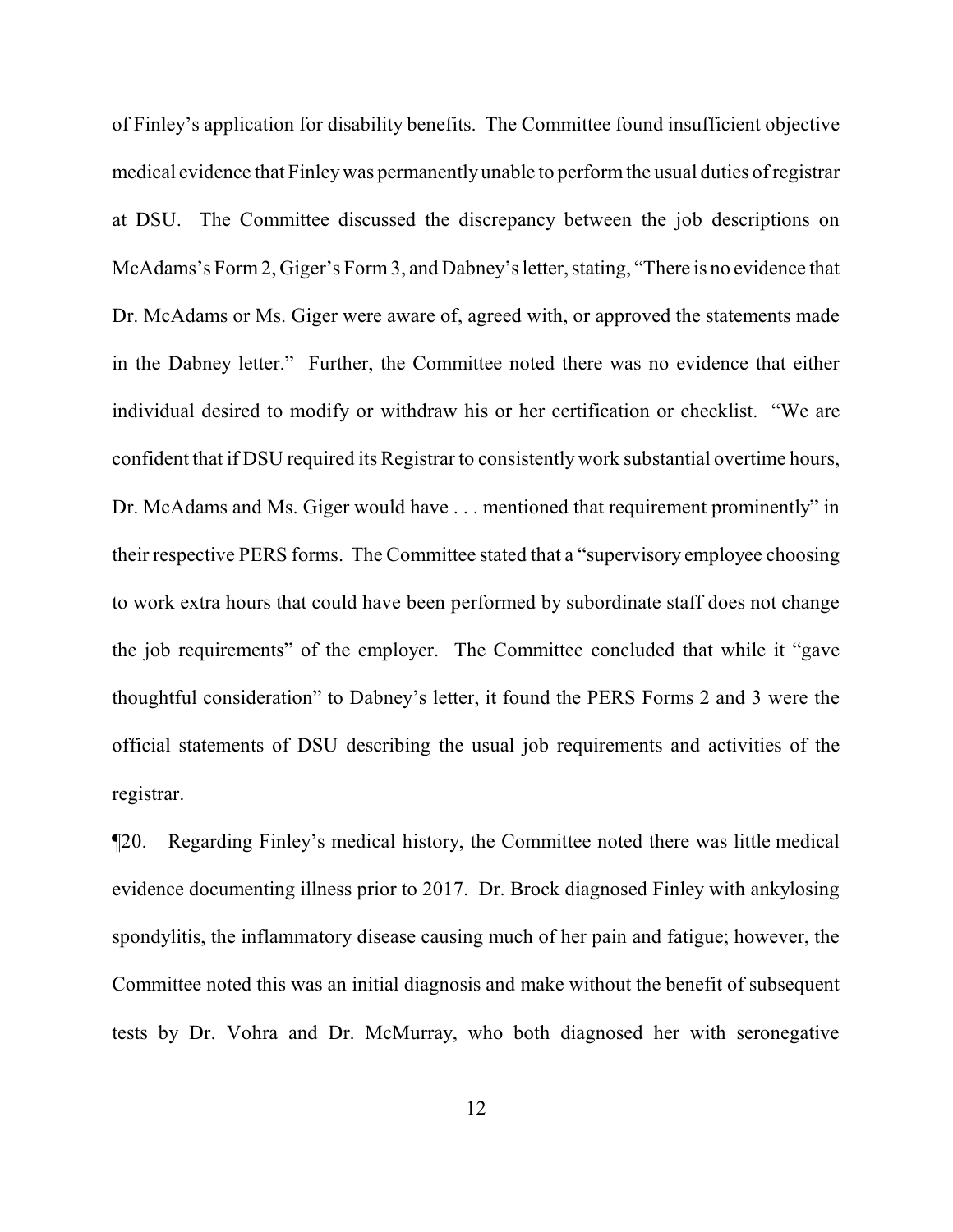of Finley's application for disability benefits. The Committee found insufficient objective medical evidence that Finley was permanently unable to perform the usual duties of registrar at DSU. The Committee discussed the discrepancy between the job descriptions on McAdams's Form 2, Giger's Form 3, and Dabney's letter, stating, "There is no evidence that Dr. McAdams or Ms. Giger were aware of, agreed with, or approved the statements made in the Dabney letter." Further, the Committee noted there was no evidence that either individual desired to modify or withdraw his or her certification or checklist. "We are confident that if DSU required its Registrar to consistently work substantial overtime hours, Dr. McAdams and Ms. Giger would have . . . mentioned that requirement prominently" in their respective PERS forms. The Committee stated that a "supervisory employee choosing to work extra hours that could have been performed by subordinate staff does not change the job requirements" of the employer. The Committee concluded that while it "gave thoughtful consideration" to Dabney's letter, it found the PERS Forms 2 and 3 were the official statements of DSU describing the usual job requirements and activities of the registrar.

¶20. Regarding Finley's medical history, the Committee noted there was little medical evidence documenting illness prior to 2017. Dr. Brock diagnosed Finley with ankylosing spondylitis, the inflammatory disease causing much of her pain and fatigue; however, the Committee noted this was an initial diagnosis and make without the benefit of subsequent tests by Dr. Vohra and Dr. McMurray, who both diagnosed her with seronegative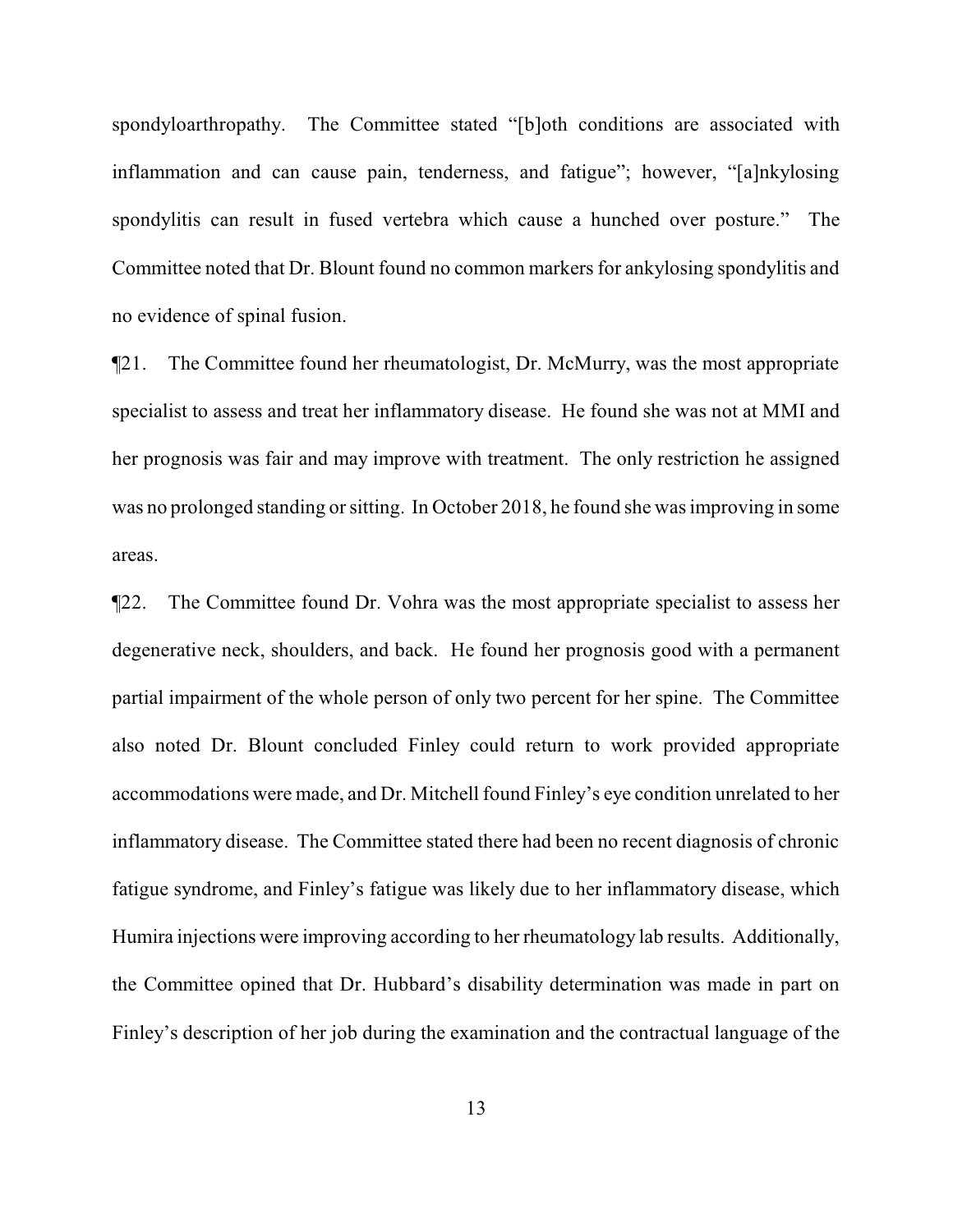spondyloarthropathy. The Committee stated "[b]oth conditions are associated with inflammation and can cause pain, tenderness, and fatigue"; however, "[a]nkylosing spondylitis can result in fused vertebra which cause a hunched over posture." The Committee noted that Dr. Blount found no common markers for ankylosing spondylitis and no evidence of spinal fusion.

¶21. The Committee found her rheumatologist, Dr. McMurry, was the most appropriate specialist to assess and treat her inflammatory disease. He found she was not at MMI and her prognosis was fair and may improve with treatment. The only restriction he assigned was no prolonged standing or sitting. In October 2018, he found she was improving in some areas.

¶22. The Committee found Dr. Vohra was the most appropriate specialist to assess her degenerative neck, shoulders, and back. He found her prognosis good with a permanent partial impairment of the whole person of only two percent for her spine. The Committee also noted Dr. Blount concluded Finley could return to work provided appropriate accommodations were made, and Dr. Mitchell found Finley's eye condition unrelated to her inflammatory disease. The Committee stated there had been no recent diagnosis of chronic fatigue syndrome, and Finley's fatigue was likely due to her inflammatory disease, which Humira injections were improving according to her rheumatology lab results. Additionally, the Committee opined that Dr. Hubbard's disability determination was made in part on Finley's description of her job during the examination and the contractual language of the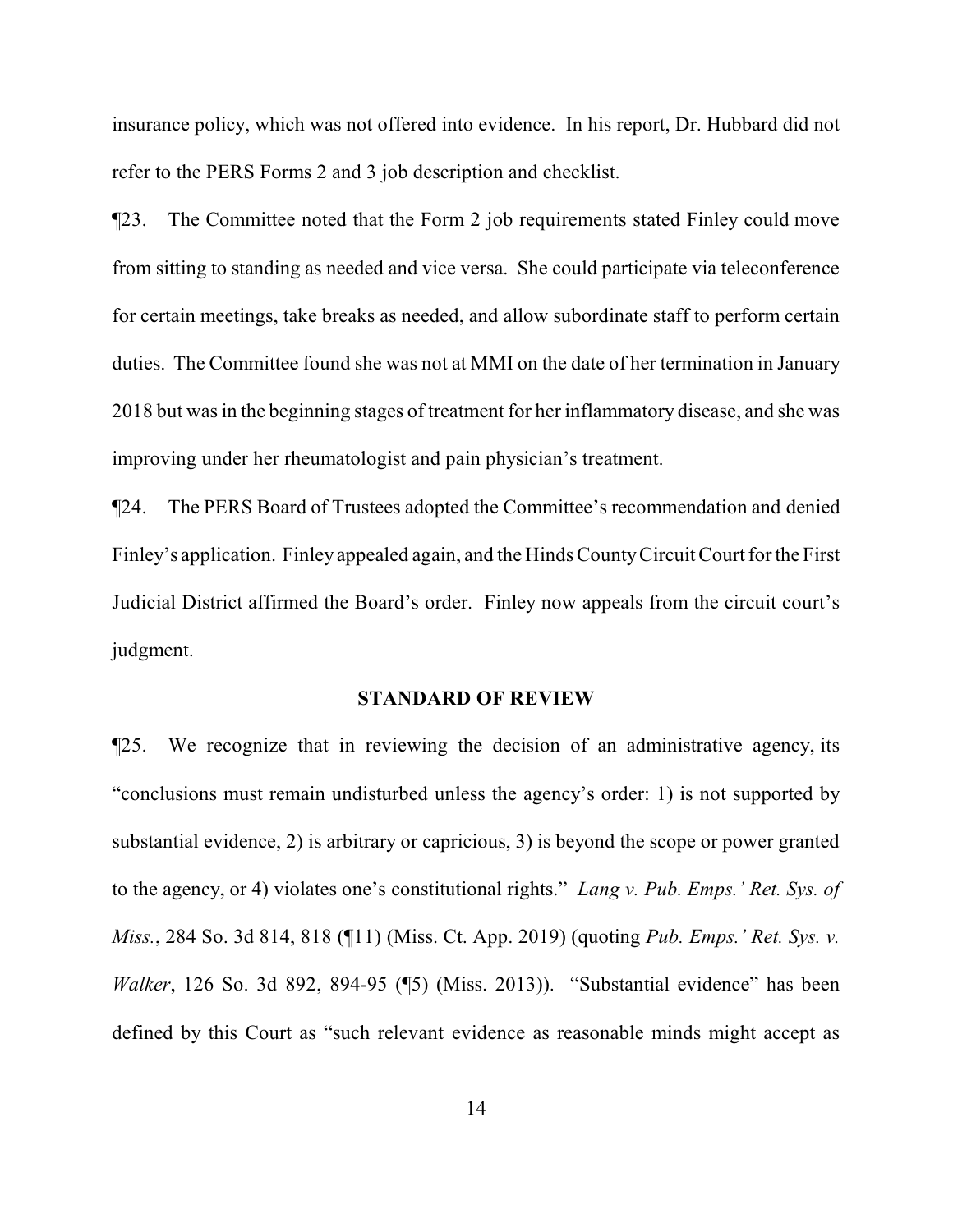insurance policy, which was not offered into evidence. In his report, Dr. Hubbard did not refer to the PERS Forms 2 and 3 job description and checklist.

¶23. The Committee noted that the Form 2 job requirements stated Finley could move from sitting to standing as needed and vice versa. She could participate via teleconference for certain meetings, take breaks as needed, and allow subordinate staff to perform certain duties. The Committee found she was not at MMI on the date of her termination in January 2018 but was in the beginning stages of treatment for her inflammatory disease, and she was improving under her rheumatologist and pain physician's treatment.

¶24. The PERS Board of Trustees adopted the Committee's recommendation and denied Finley's application. Finley appealed again, and the Hinds County Circuit Court for the First Judicial District affirmed the Board's order. Finley now appeals from the circuit court's judgment.

**STANDARD OF REVIEW**

¶25. We recognize that in reviewing the decision of an administrative agency, its "conclusions must remain undisturbed unless the agency's order: 1) is not supported by substantial evidence, 2) is arbitrary or capricious, 3) is beyond the scope or power granted to the agency, or 4) violates one's constitutional rights." *Lang v. Pub. Emps.' Ret. Sys. of Miss.*, 284 So. 3d 814, 818 (¶11) (Miss. Ct. App. 2019) (quoting *Pub. Emps.' Ret. Sys. v. Walker*, 126 So. 3d 892, 894-95 (¶5) (Miss. 2013)). "Substantial evidence" has been defined by this Court as "such relevant evidence as reasonable minds might accept as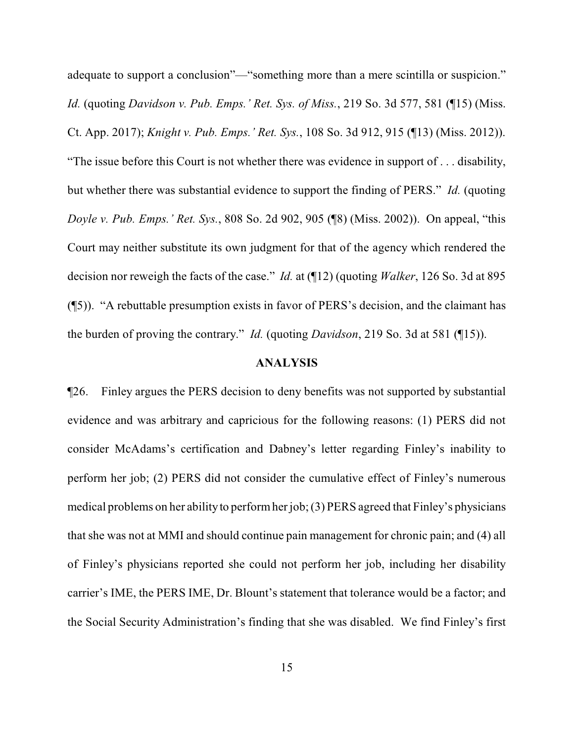adequate to support a conclusion"—"something more than a mere scintilla or suspicion." *Id.* (quoting *Davidson v. Pub. Emps.' Ret. Sys. of Miss.*, 219 So. 3d 577, 581 (¶15) (Miss. Ct. App. 2017); *Knight v. Pub. Emps.' Ret. Sys.*, 108 So. 3d 912, 915 (¶13) (Miss. 2012)). "The issue before this Court is not whether there was evidence in support of . . . disability, but whether there was substantial evidence to support the finding of PERS." *Id.* (quoting *Doyle v. Pub. Emps.' Ret. Sys.*, 808 So. 2d 902, 905 (¶8) (Miss. 2002)). On appeal, "this Court may neither substitute its own judgment for that of the agency which rendered the decision nor reweigh the facts of the case." *Id.* at (¶12) (quoting *Walker*, 126 So. 3d at 895 (¶5)). "A rebuttable presumption exists in favor of PERS's decision, and the claimant has the burden of proving the contrary." *Id.* (quoting *Davidson*, 219 So. 3d at 581 (¶15)).

## ANALYSIS

¶26. Finley argues the PERS decision to deny benefits was not supported by substantial evidence and was arbitrary and capricious for the following reasons: (1) PERS did not consider McAdams's certification and Dabney's letter regarding Finley's inability to perform her job; (2) PERS did not consider the cumulative effect of Finley's numerous medical problems on her ability to perform her job; (3) PERS agreed that Finley's physicians that she was not at MMI and should continue pain management for chronic pain; and (4) all of Finley's physicians reported she could not perform her job, including her disability carrier's IME, the PERS IME, Dr. Blount's statement that tolerance would be a factor; and the Social Security Administration's finding that she was disabled. We find Finley's first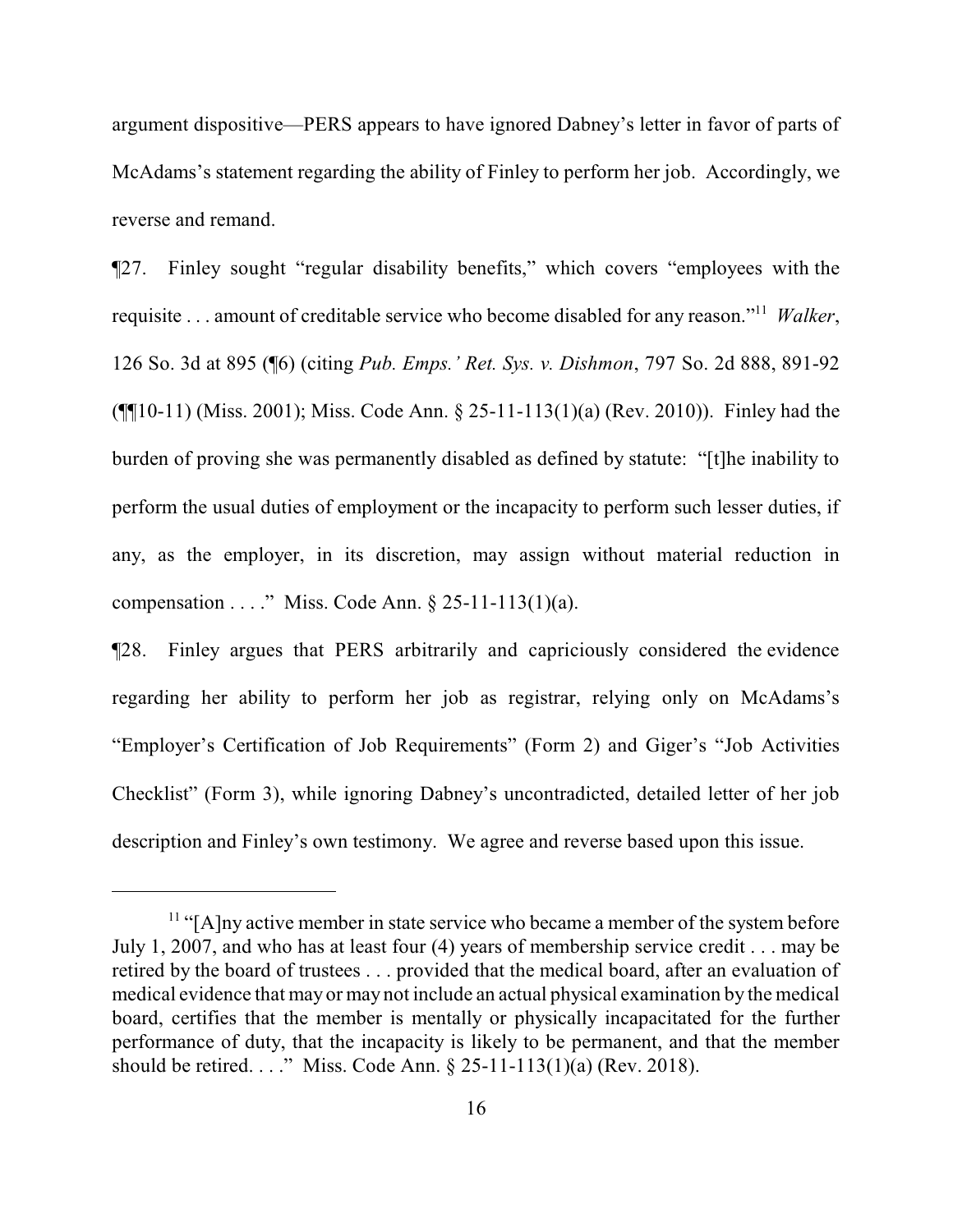argument dispositive—PERS appears to have ignored Dabney's letter in favor of parts of McAdams's statement regarding the ability of Finley to perform her job. Accordingly, we reverse and remand.

¶27. Finley sought "regular disability benefits," which covers "employees with the requisite . . . amount of creditable service who become disabled for any reason."[11] *Walker*, 126 So. 3d at 895 (¶6) (citing *Pub. Emps.' Ret. Sys. v. Dishmon*, 797 So. 2d 888, 891-92 (¶¶10-11) (Miss. 2001); Miss. Code Ann. § 25-11-113(1)(a) (Rev. 2010)). Finley had the burden of proving she was permanently disabled as defined by statute: "[t]he inability to perform the usual duties of employment or the incapacity to perform such lesser duties, if any, as the employer, in its discretion, may assign without material reduction in compensation . . . ." Miss. Code Ann. § 25-11-113(1)(a).

¶28. Finley argues that PERS arbitrarily and capriciously considered the evidence regarding her ability to perform her job as registrar, relying only on McAdams's "Employer's Certification of Job Requirements" (Form 2) and Giger's "Job Activities Checklist" (Form 3), while ignoring Dabney's uncontradicted, detailed letter of her job description and Finley's own testimony. We agree and reverse based upon this issue.

---

[11] "[A]ny active member in state service who became a member of the system before July 1, 2007, and who has at least four (4) years of membership service credit . . . may be retired by the board of trustees . . . provided that the medical board, after an evaluation of medical evidence that may or may not include an actual physical examination by the medical board, certifies that the member is mentally or physically incapacitated for the further performance of duty, that the incapacity is likely to be permanent, and that the member should be retired. . . ." Miss. Code Ann. § 25-11-113(1)(a) (Rev. 2018).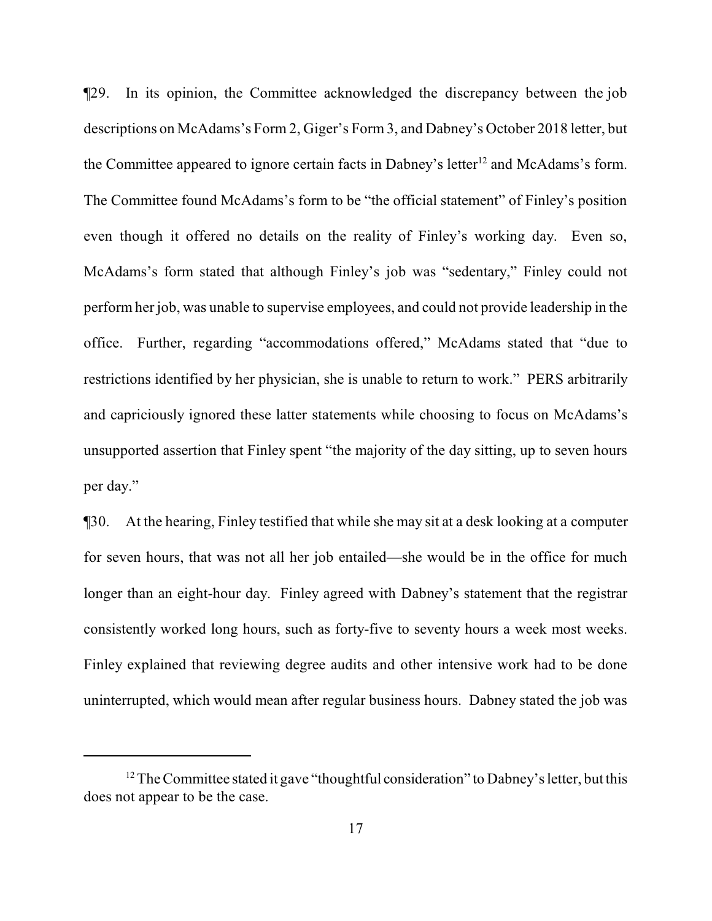¶29. In its opinion, the Committee acknowledged the discrepancy between the job descriptions on McAdams's Form 2, Giger's Form 3, and Dabney's October 2018 letter, but the Committee appeared to ignore certain facts in Dabney's letter[12] and McAdams's form. The Committee found McAdams's form to be "the official statement" of Finley's position even though it offered no details on the reality of Finley's working day. Even so, McAdams's form stated that although Finley's job was "sedentary," Finley could not perform her job, was unable to supervise employees, and could not provide leadership in the office. Further, regarding "accommodations offered," McAdams stated that "due to restrictions identified by her physician, she is unable to return to work." PERS arbitrarily and capriciously ignored these latter statements while choosing to focus on McAdams's unsupported assertion that Finley spent "the majority of the day sitting, up to seven hours per day."

¶30. At the hearing, Finley testified that while she may sit at a desk looking at a computer for seven hours, that was not all her job entailed—she would be in the office for much longer than an eight-hour day. Finley agreed with Dabney's statement that the registrar consistently worked long hours, such as forty-five to seventy hours a week most weeks. Finley explained that reviewing degree audits and other intensive work had to be done uninterrupted, which would mean after regular business hours. Dabney stated the job was

[12] The Committee stated it gave "thoughtful consideration" to Dabney's letter, but this does not appear to be the case.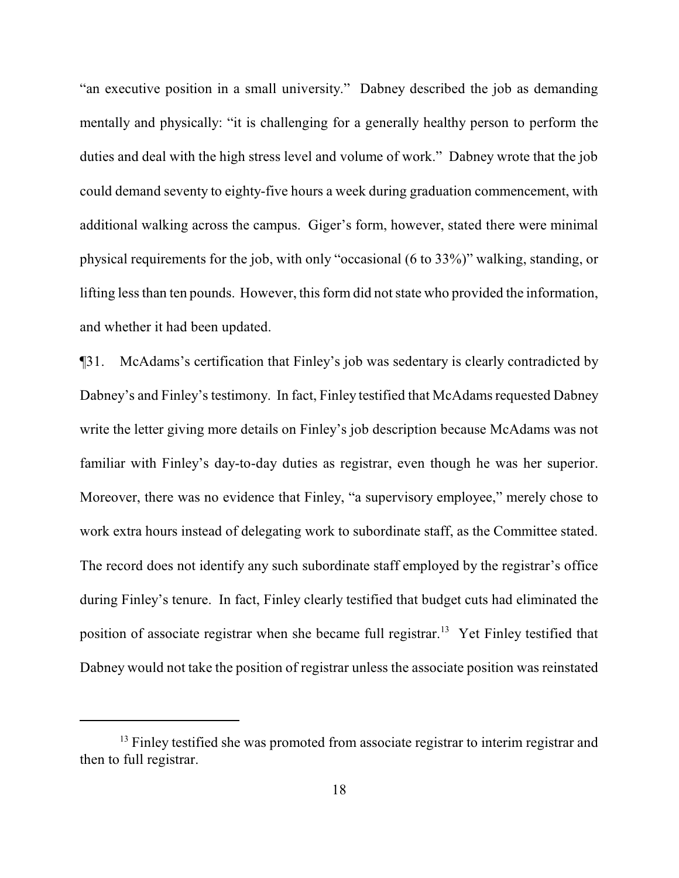"an executive position in a small university." Dabney described the job as demanding mentally and physically: "it is challenging for a generally healthy person to perform the duties and deal with the high stress level and volume of work." Dabney wrote that the job could demand seventy to eighty-five hours a week during graduation commencement, with additional walking across the campus. Giger's form, however, stated there were minimal physical requirements for the job, with only "occasional (6 to 33%)" walking, standing, or lifting less than ten pounds. However, this form did not state who provided the information, and whether it had been updated.

¶31. McAdams's certification that Finley's job was sedentary is clearly contradicted by Dabney's and Finley's testimony. In fact, Finley testified that McAdams requested Dabney write the letter giving more details on Finley's job description because McAdams was not familiar with Finley's day-to-day duties as registrar, even though he was her superior. Moreover, there was no evidence that Finley, "a supervisory employee," merely chose to work extra hours instead of delegating work to subordinate staff, as the Committee stated. The record does not identify any such subordinate staff employed by the registrar's office during Finley's tenure. In fact, Finley clearly testified that budget cuts had eliminated the position of associate registrar when she became full registrar.[13] Yet Finley testified that Dabney would not take the position of registrar unless the associate position was reinstated

[13] Finley testified she was promoted from associate registrar to interim registrar and then to full registrar.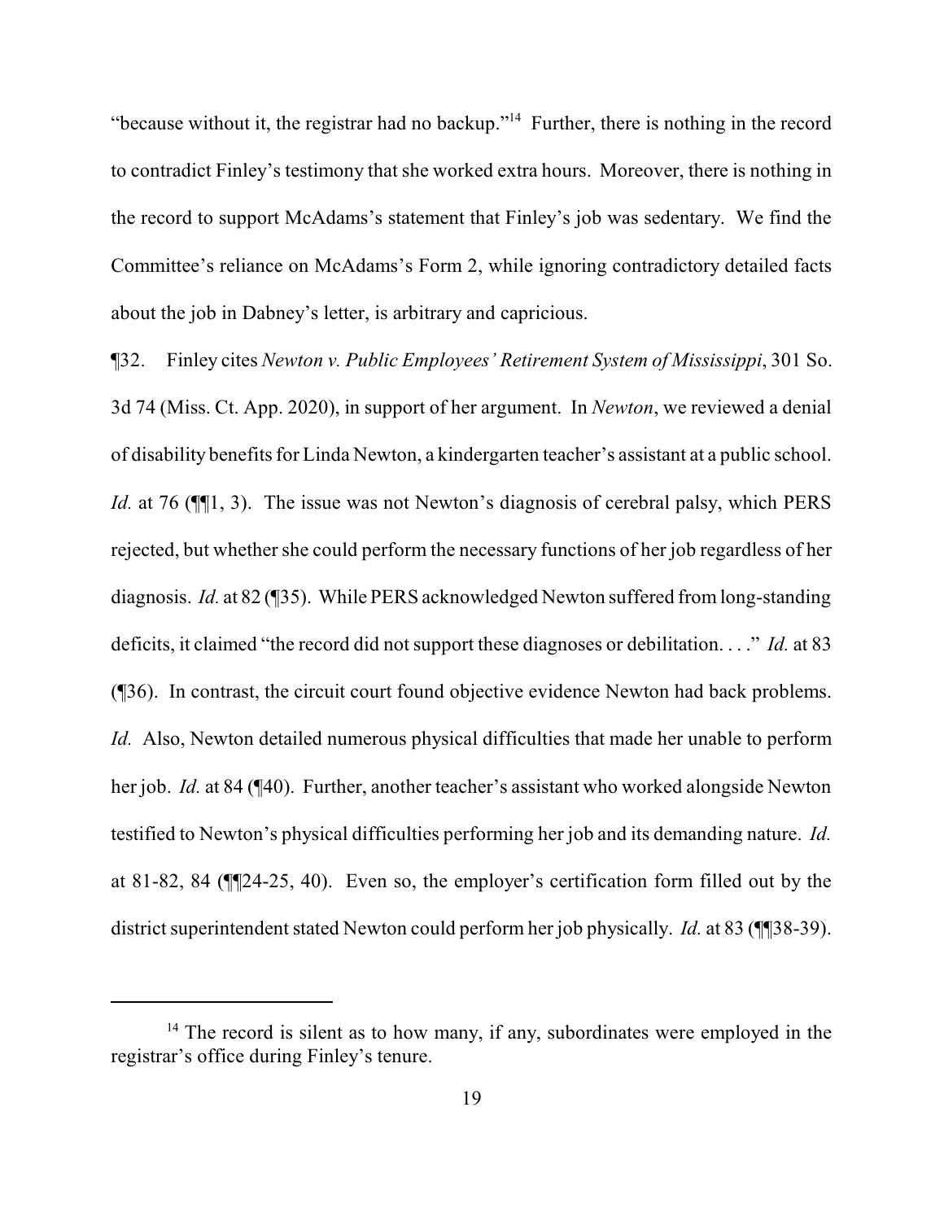"because without it, the registrar had no backup."[14] Further, there is nothing in the record to contradict Finley's testimony that she worked extra hours. Moreover, there is nothing in the record to support McAdams's statement that Finley's job was sedentary. We find the Committee's reliance on McAdams's Form 2, while ignoring contradictory detailed facts about the job in Dabney's letter, is arbitrary and capricious.

¶32. Finley cites *Newton v. Public Employees' Retirement System of Mississippi*, 301 So. 3d 74 (Miss. Ct. App. 2020), in support of her argument. In *Newton*, we reviewed a denial of disability benefits for Linda Newton, a kindergarten teacher's assistant at a public school. *Id.* at 76 (¶¶1, 3). The issue was not Newton's diagnosis of cerebral palsy, which PERS rejected, but whether she could perform the necessary functions of her job regardless of her diagnosis. *Id.* at 82 (¶35). While PERS acknowledged Newton suffered from long-standing deficits, it claimed "the record did not support these diagnoses or debilitation. . . ." *Id.* at 83 (¶36). In contrast, the circuit court found objective evidence Newton had back problems. *Id.* Also, Newton detailed numerous physical difficulties that made her unable to perform her job. *Id.* at 84 (¶40). Further, another teacher's assistant who worked alongside Newton testified to Newton's physical difficulties performing her job and its demanding nature. *Id.* at 81-82, 84 (¶¶24-25, 40). Even so, the employer's certification form filled out by the district superintendent stated Newton could perform her job physically. *Id.* at 83 (¶¶38-39).

[14] The record is silent as to how many, if any, subordinates were employed in the registrar's office during Finley's tenure.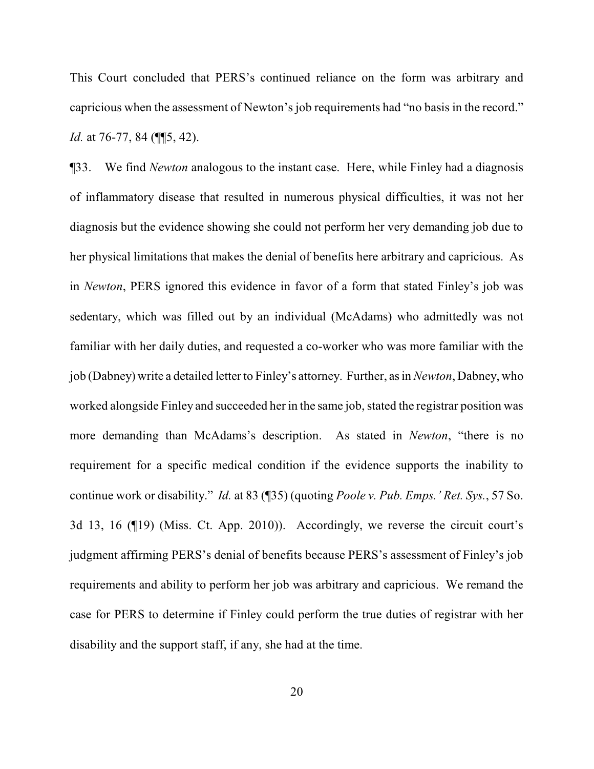This Court concluded that PERS's continued reliance on the form was arbitrary and capricious when the assessment of Newton's job requirements had "no basis in the record." *Id.* at 76-77, 84 (¶¶5, 42).

¶33. We find *Newton* analogous to the instant case. Here, while Finley had a diagnosis of inflammatory disease that resulted in numerous physical difficulties, it was not her diagnosis but the evidence showing she could not perform her very demanding job due to her physical limitations that makes the denial of benefits here arbitrary and capricious. As in *Newton*, PERS ignored this evidence in favor of a form that stated Finley's job was sedentary, which was filled out by an individual (McAdams) who admittedly was not familiar with her daily duties, and requested a co-worker who was more familiar with the job (Dabney) write a detailed letter to Finley's attorney. Further, as in *Newton*, Dabney, who worked alongside Finley and succeeded her in the same job, stated the registrar position was more demanding than McAdams's description. As stated in *Newton*, "there is no requirement for a specific medical condition if the evidence supports the inability to continue work or disability." *Id.* at 83 (¶35) (quoting *Poole v. Pub. Emps.' Ret. Sys.*, 57 So. 3d 13, 16 (¶19) (Miss. Ct. App. 2010)). Accordingly, we reverse the circuit court's judgment affirming PERS's denial of benefits because PERS's assessment of Finley's job requirements and ability to perform her job was arbitrary and capricious. We remand the case for PERS to determine if Finley could perform the true duties of registrar with her disability and the support staff, if any, she had at the time.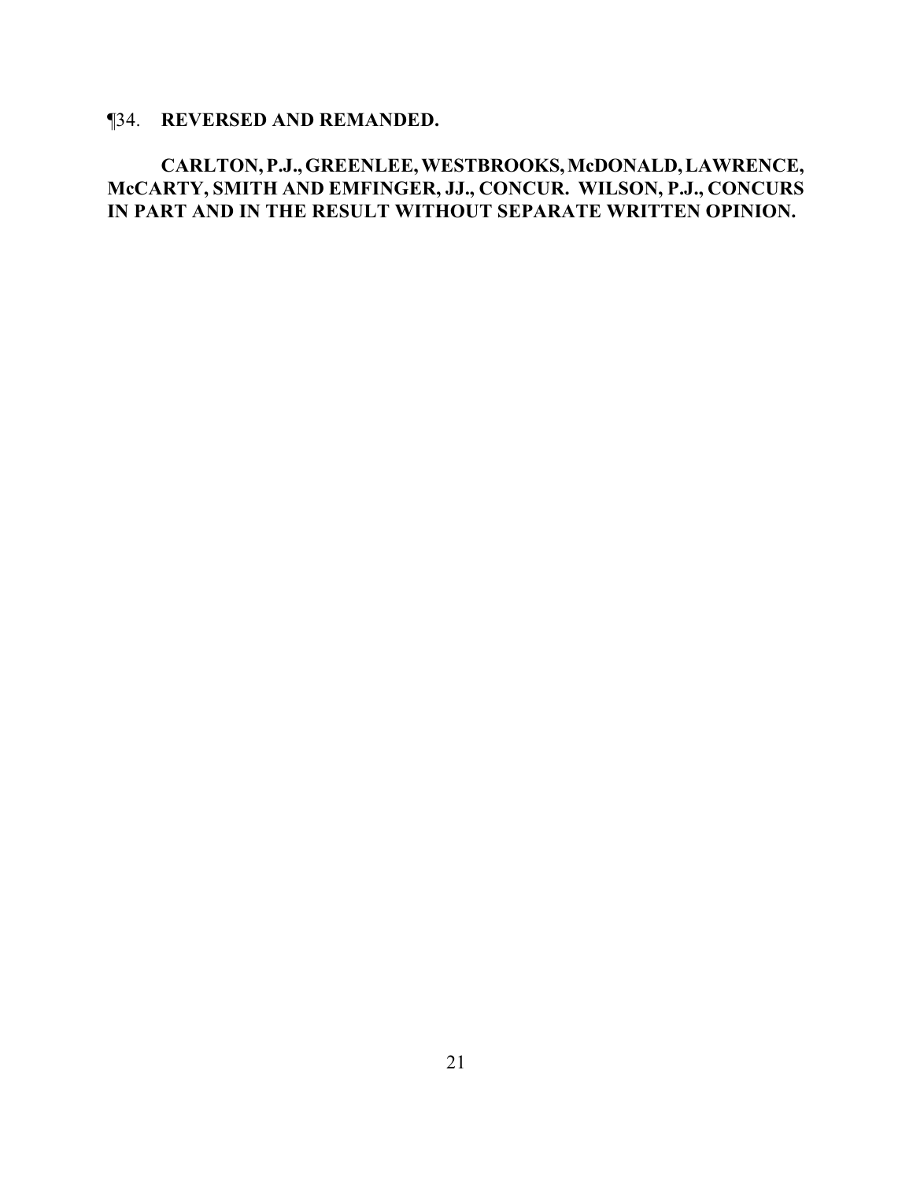¶34. **REVERSED AND REMANDED.**

**CARLTON, P.J., GREENLEE, WESTBROOKS, McDONALD, LAWRENCE, McCARTY, SMITH AND EMFINGER, JJ., CONCUR. WILSON, P.J., CONCURS IN PART AND IN THE RESULT WITHOUT SEPARATE WRITTEN OPINION.**